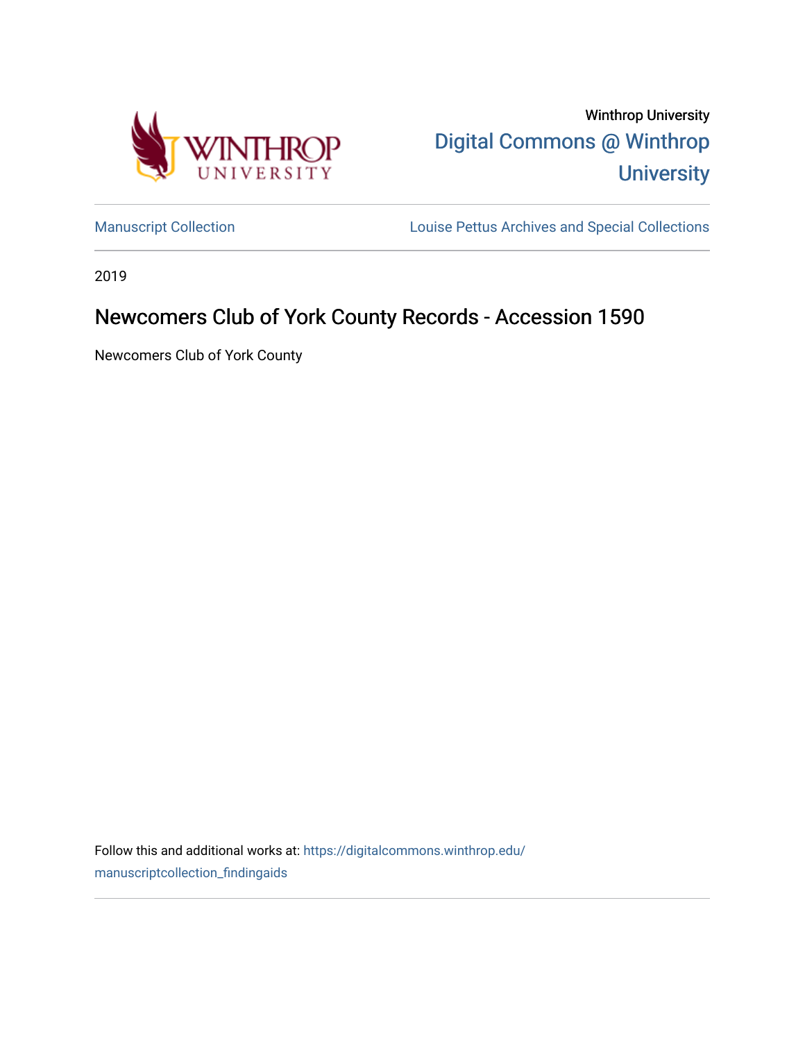Winthrop University

Digital Commons @ Winthrop University

Manuscript Collection

Louise Pettus Archives and Special Collections

2019

# Newcomers Club of York County Records - Accession 1590

Newcomers Club of York County

Follow this and additional works at: https://digitalcommons.winthrop.edu/manuscriptcollection_findingaids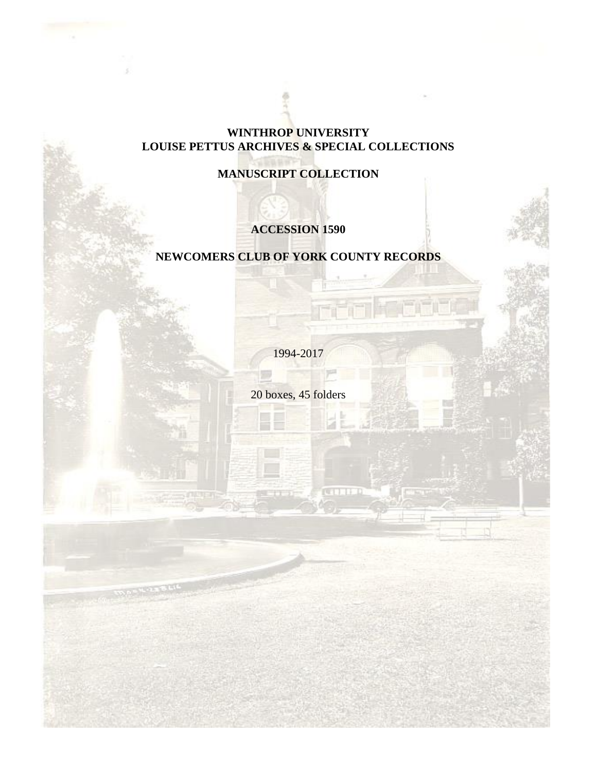**WINTHROP UNIVERSITY**
**LOUISE PETTUS ARCHIVES & SPECIAL COLLECTIONS**

**MANUSCRIPT COLLECTION**

**ACCESSION 1590**

**NEWCOMERS CLUB OF YORK COUNTY RECORDS**

1994-2017

20 boxes, 45 folders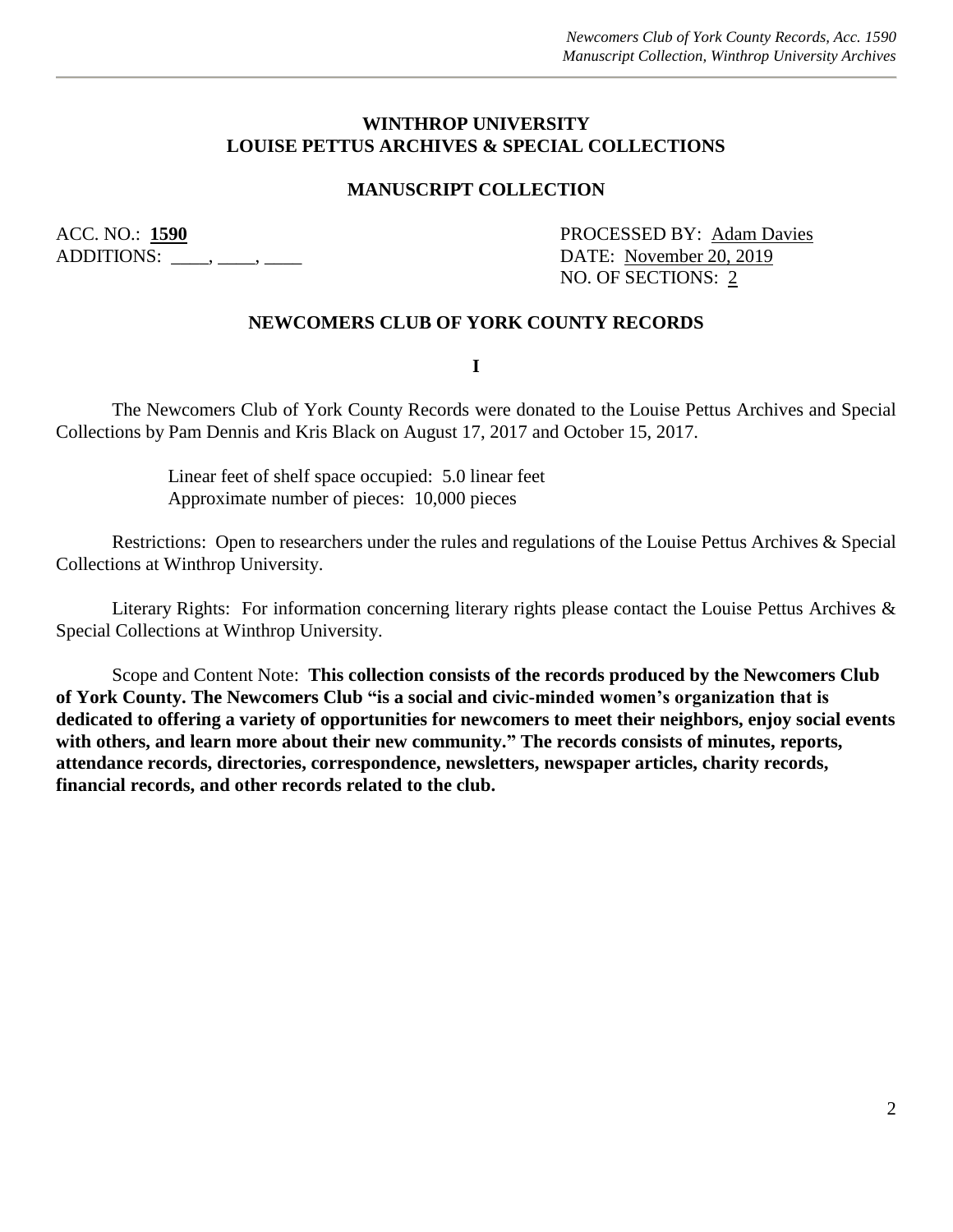**WINTHROP UNIVERSITY**
**LOUISE PETTUS ARCHIVES & SPECIAL COLLECTIONS**

**MANUSCRIPT COLLECTION**

ACC. NO.: **1590**
ADDITIONS: \_\_\_\_, \_\_\_\_, \_\_\_\_

PROCESSED BY: Adam Davies
DATE: November 20, 2019
NO. OF SECTIONS: 2

## NEWCOMERS CLUB OF YORK COUNTY RECORDS

**I**

The Newcomers Club of York County Records were donated to the Louise Pettus Archives and Special Collections by Pam Dennis and Kris Black on August 17, 2017 and October 15, 2017.

Linear feet of shelf space occupied: 5.0 linear feet
Approximate number of pieces: 10,000 pieces

Restrictions: Open to researchers under the rules and regulations of the Louise Pettus Archives & Special Collections at Winthrop University.

Literary Rights: For information concerning literary rights please contact the Louise Pettus Archives & Special Collections at Winthrop University.

Scope and Content Note: **This collection consists of the records produced by the Newcomers Club of York County. The Newcomers Club "is a social and civic-minded women's organization that is dedicated to offering a variety of opportunities for newcomers to meet their neighbors, enjoy social events with others, and learn more about their new community." The records consists of minutes, reports, attendance records, directories, correspondence, newsletters, newspaper articles, charity records, financial records, and other records related to the club.**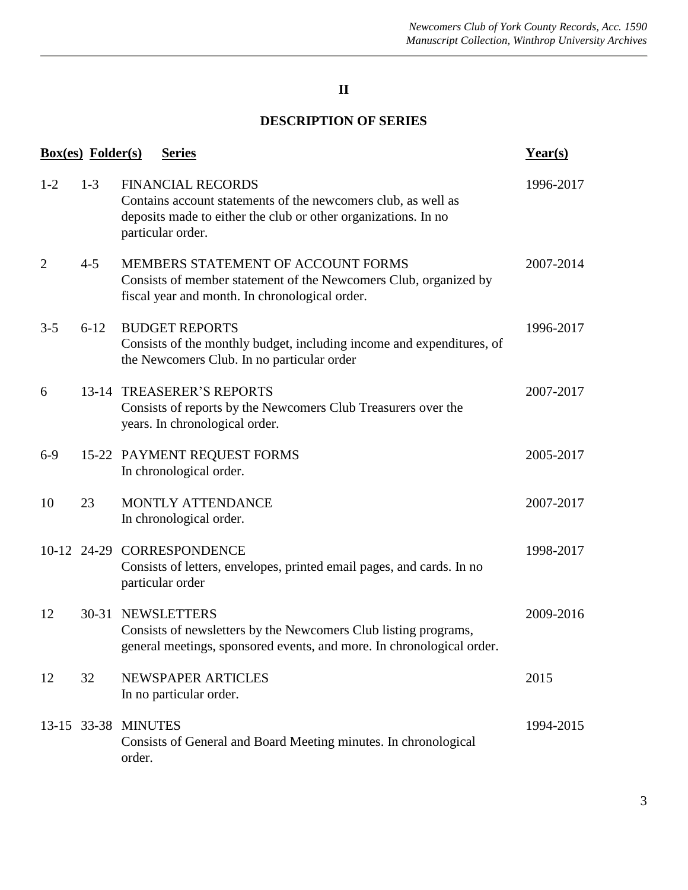## II

## DESCRIPTION OF SERIES

| Box(es) | Folder(s) | Series | Year(s) |
|---|---|---|---|
| 1-2 | 1-3 | FINANCIAL RECORDS<br>Contains account statements of the newcomers club, as well as deposits made to either the club or other organizations. In no particular order. | 1996-2017 |
| 2 | 4-5 | MEMBERS STATEMENT OF ACCOUNT FORMS<br>Consists of member statement of the Newcomers Club, organized by fiscal year and month. In chronological order. | 2007-2014 |
| 3-5 | 6-12 | BUDGET REPORTS<br>Consists of the monthly budget, including income and expenditures, of the Newcomers Club. In no particular order | 1996-2017 |
| 6 | 13-14 | TREASERER'S REPORTS<br>Consists of reports by the Newcomers Club Treasurers over the years. In chronological order. | 2007-2017 |
| 6-9 | 15-22 | PAYMENT REQUEST FORMS<br>In chronological order. | 2005-2017 |
| 10 | 23 | MONTLY ATTENDANCE<br>In chronological order. | 2007-2017 |
| 10-12 | 24-29 | CORRESPONDENCE<br>Consists of letters, envelopes, printed email pages, and cards. In no particular order | 1998-2017 |
| 12 | 30-31 | NEWSLETTERS<br>Consists of newsletters by the Newcomers Club listing programs, general meetings, sponsored events, and more. In chronological order. | 2009-2016 |
| 12 | 32 | NEWSPAPER ARTICLES<br>In no particular order. | 2015 |
| 13-15 | 33-38 | MINUTES<br>Consists of General and Board Meeting minutes. In chronological order. | 1994-2015 |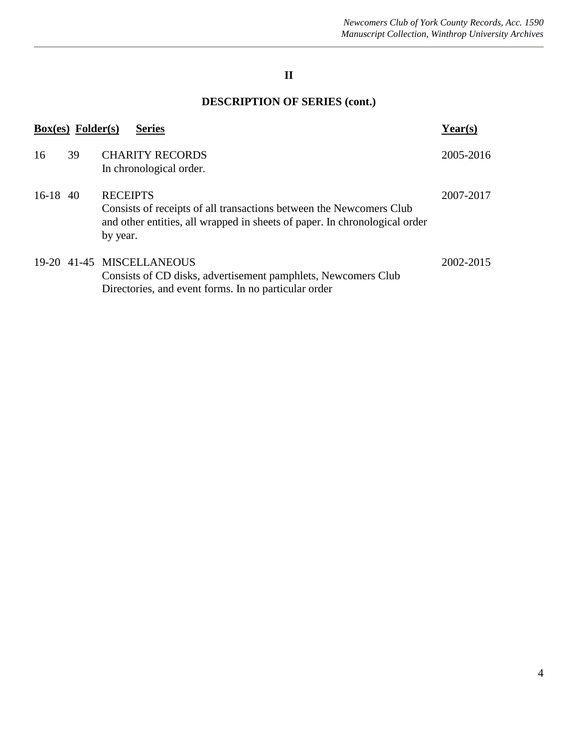## II

## DESCRIPTION OF SERIES (cont.)

| Box(es) | Folder(s) | Series | Year(s) |
|---|---|---|---|
| 16 | 39 | CHARITY RECORDS<br>In chronological order. | 2005-2016 |
| 16-18 | 40 | RECEIPTS<br>Consists of receipts of all transactions between the Newcomers Club and other entities, all wrapped in sheets of paper. In chronological order by year. | 2007-2017 |
| 19-20 | 41-45 | MISCELLANEOUS<br>Consists of CD disks, advertisement pamphlets, Newcomers Club Directories, and event forms. In no particular order | 2002-2015 |